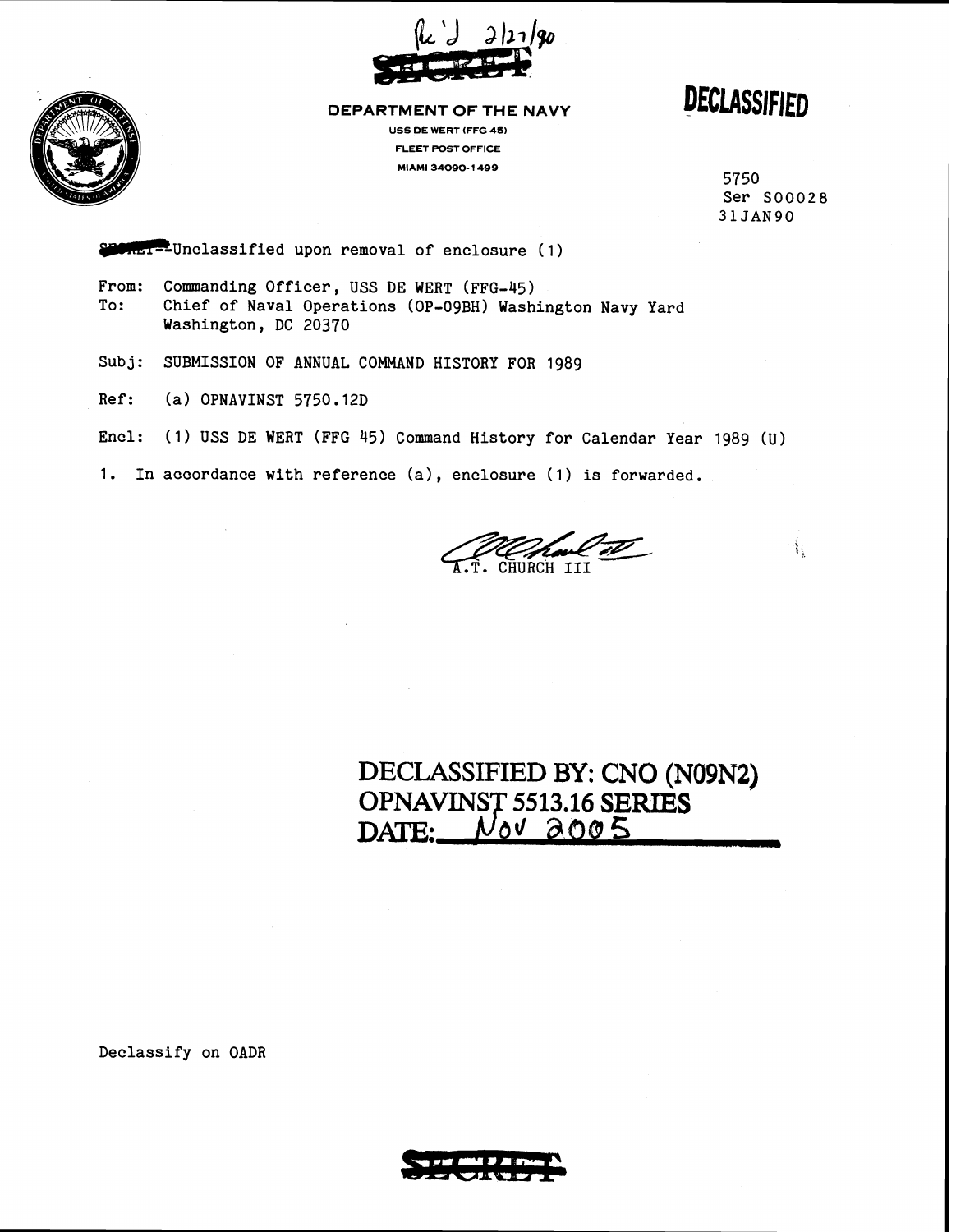Rc'd 2/27/90

SECRET

**DEPARTMENT OF THE NAVY**
USS DE WERT (FFG 45)
FLEET POST OFFICE
MIAMI 34090-1499

**DECLASSIFIED**

5750
Ser S00028
31JAN90

SECRET--Unclassified upon removal of enclosure (1)

From: Commanding Officer, USS DE WERT (FFG-45)
To: Chief of Naval Operations (OP-09BH) Washington Navy Yard Washington, DC 20370

Subj: SUBMISSION OF ANNUAL COMMAND HISTORY FOR 1989

Ref: (a) OPNAVINST 5750.12D

Encl: (1) USS DE WERT (FFG 45) Command History for Calendar Year 1989 (U)

1. In accordance with reference (a), enclosure (1) is forwarded.

A.T. CHURCH III

**DECLASSIFIED BY: CNO (N09N2)**
**OPNAVINST 5513.16 SERIES**
**DATE: Nov 2005**

Declassify on OADR

SECRET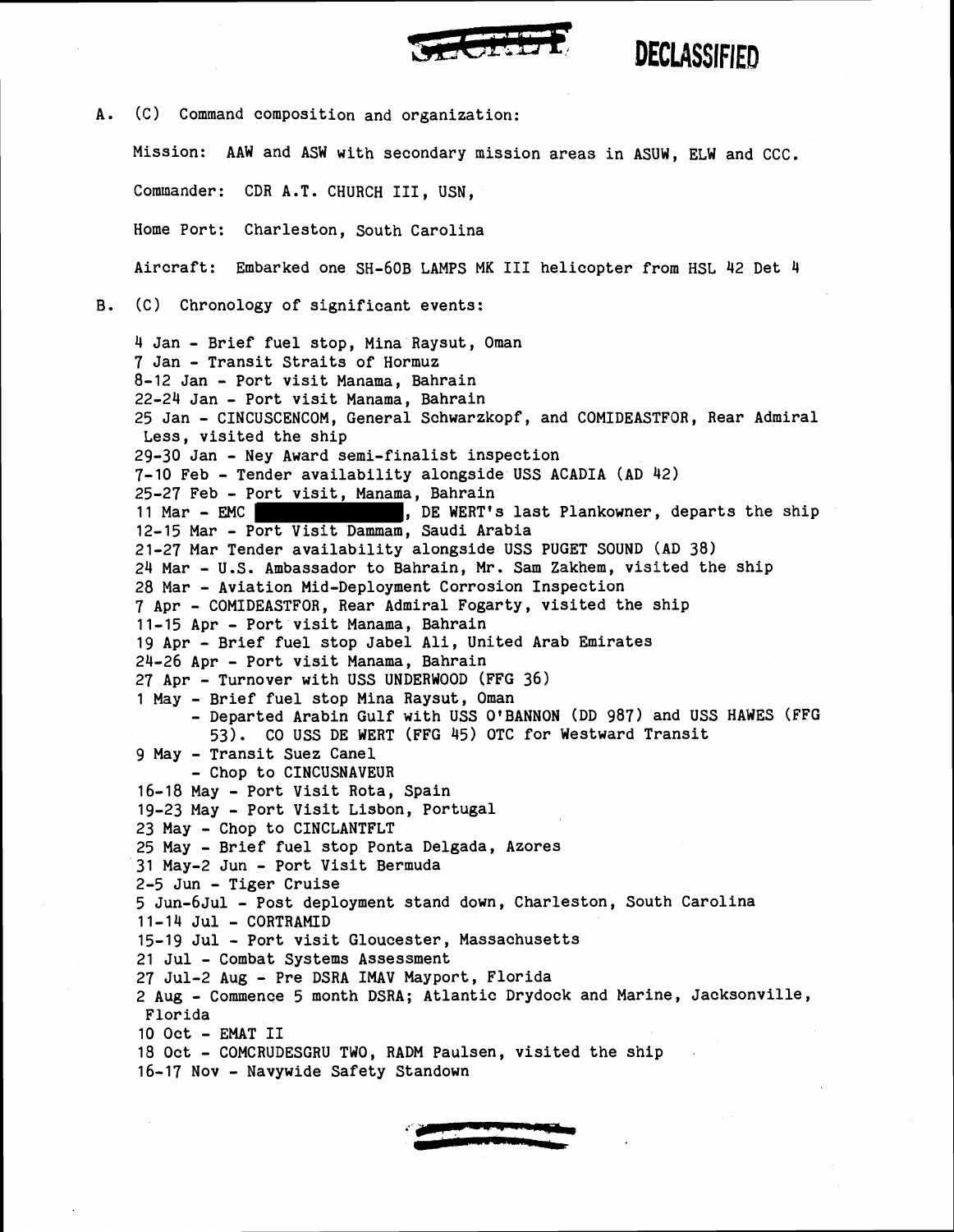**DECLASSIFIED**

A. (C) Command composition and organization:

Mission: AAW and ASW with secondary mission areas in ASUW, ELW and CCC.

Commander: CDR A.T. CHURCH III, USN,

Home Port: Charleston, South Carolina

Aircraft: Embarked one SH-60B LAMPS MK III helicopter from HSL 42 Det 4

B. (C) Chronology of significant events:

4 Jan - Brief fuel stop, Mina Raysut, Oman
7 Jan - Transit Straits of Hormuz
8-12 Jan - Port visit Manama, Bahrain
22-24 Jan - Port visit Manama, Bahrain
25 Jan - CINCUSCENCOM, General Schwarzkopf, and COMIDEASTFOR, Rear Admiral Less, visited the ship
29-30 Jan - Ney Award semi-finalist inspection
7-10 Feb - Tender availability alongside USS ACADIA (AD 42)
25-27 Feb - Port visit, Manama, Bahrain
11 Mar - EMC ██████████, DE WERT's last Plankowner, departs the ship
12-15 Mar - Port Visit Dammam, Saudi Arabia
21-27 Mar Tender availability alongside USS PUGET SOUND (AD 38)
24 Mar - U.S. Ambassador to Bahrain, Mr. Sam Zakhem, visited the ship
28 Mar - Aviation Mid-Deployment Corrosion Inspection
7 Apr - COMIDEASTFOR, Rear Admiral Fogarty, visited the ship
11-15 Apr - Port visit Manama, Bahrain
19 Apr - Brief fuel stop Jabel Ali, United Arab Emirates
24-26 Apr - Port visit Manama, Bahrain
27 Apr - Turnover with USS UNDERWOOD (FFG 36)
1 May - Brief fuel stop Mina Raysut, Oman
- Departed Arabin Gulf with USS O'BANNON (DD 987) and USS HAWES (FFG 53). CO USS DE WERT (FFG 45) OTC for Westward Transit
9 May - Transit Suez Canel
- Chop to CINCUSNAVEUR
16-18 May - Port Visit Rota, Spain
19-23 May - Port Visit Lisbon, Portugal
23 May - Chop to CINCLANTFLT
25 May - Brief fuel stop Ponta Delgada, Azores
31 May-2 Jun - Port Visit Bermuda
2-5 Jun - Tiger Cruise
5 Jun-6Jul - Post deployment stand down, Charleston, South Carolina
11-14 Jul - CORTRAMID
15-19 Jul - Port visit Gloucester, Massachusetts
21 Jul - Combat Systems Assessment
27 Jul-2 Aug - Pre DSRA IMAV Mayport, Florida
2 Aug - Commence 5 month DSRA; Atlantic Drydock and Marine, Jacksonville, Florida
10 Oct - EMAT II
18 Oct - COMCRUDESGRU TWO, RADM Paulsen, visited the ship
16-17 Nov - Navywide Safety Standown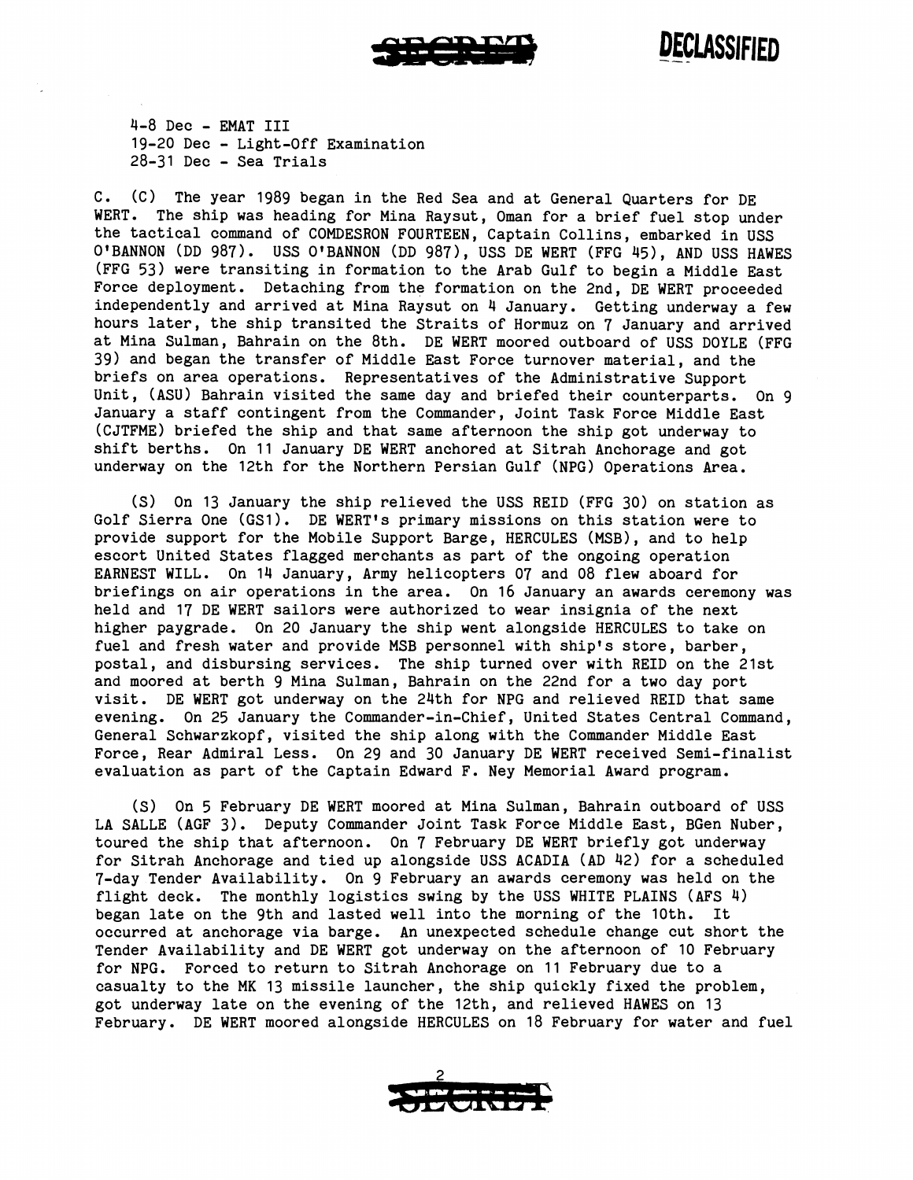4-8 Dec - EMAT III
19-20 Dec - Light-Off Examination
28-31 Dec - Sea Trials

C. (C) The year 1989 began in the Red Sea and at General Quarters for DE WERT. The ship was heading for Mina Raysut, Oman for a brief fuel stop under the tactical command of COMDESRON FOURTEEN, Captain Collins, embarked in USS O'BANNON (DD 987). USS O'BANNON (DD 987), USS DE WERT (FFG 45), AND USS HAWES (FFG 53) were transiting in formation to the Arab Gulf to begin a Middle East Force deployment. Detaching from the formation on the 2nd, DE WERT proceeded independently and arrived at Mina Raysut on 4 January. Getting underway a few hours later, the ship transited the Straits of Hormuz on 7 January and arrived at Mina Sulman, Bahrain on the 8th. DE WERT moored outboard of USS DOYLE (FFG 39) and began the transfer of Middle East Force turnover material, and the briefs on area operations. Representatives of the Administrative Support Unit, (ASU) Bahrain visited the same day and briefed their counterparts. On 9 January a staff contingent from the Commander, Joint Task Force Middle East (CJTFME) briefed the ship and that same afternoon the ship got underway to shift berths. On 11 January DE WERT anchored at Sitrah Anchorage and got underway on the 12th for the Northern Persian Gulf (NPG) Operations Area.

(S) On 13 January the ship relieved the USS REID (FFG 30) on station as Golf Sierra One (GS1). DE WERT's primary missions on this station were to provide support for the Mobile Support Barge, HERCULES (MSB), and to help escort United States flagged merchants as part of the ongoing operation EARNEST WILL. On 14 January, Army helicopters 07 and 08 flew aboard for briefings on air operations in the area. On 16 January an awards ceremony was held and 17 DE WERT sailors were authorized to wear insignia of the next higher paygrade. On 20 January the ship went alongside HERCULES to take on fuel and fresh water and provide MSB personnel with ship's store, barber, postal, and disbursing services. The ship turned over with REID on the 21st and moored at berth 9 Mina Sulman, Bahrain on the 22nd for a two day port visit. DE WERT got underway on the 24th for NPG and relieved REID that same evening. On 25 January the Commander-in-Chief, United States Central Command, General Schwarzkopf, visited the ship along with the Commander Middle East Force, Rear Admiral Less. On 29 and 30 January DE WERT received Semi-finalist evaluation as part of the Captain Edward F. Ney Memorial Award program.

(S) On 5 February DE WERT moored at Mina Sulman, Bahrain outboard of USS LA SALLE (AGF 3). Deputy Commander Joint Task Force Middle East, BGen Nuber, toured the ship that afternoon. On 7 February DE WERT briefly got underway for Sitrah Anchorage and tied up alongside USS ACADIA (AD 42) for a scheduled 7-day Tender Availability. On 9 February an awards ceremony was held on the flight deck. The monthly logistics swing by the USS WHITE PLAINS (AFS 4) began late on the 9th and lasted well into the morning of the 10th. It occurred at anchorage via barge. An unexpected schedule change cut short the Tender Availability and DE WERT got underway on the afternoon of 10 February for NPG. Forced to return to Sitrah Anchorage on 11 February due to a casualty to the MK 13 missile launcher, the ship quickly fixed the problem, got underway late on the evening of the 12th, and relieved HAWES on 13 February. DE WERT moored alongside HERCULES on 18 February for water and fuel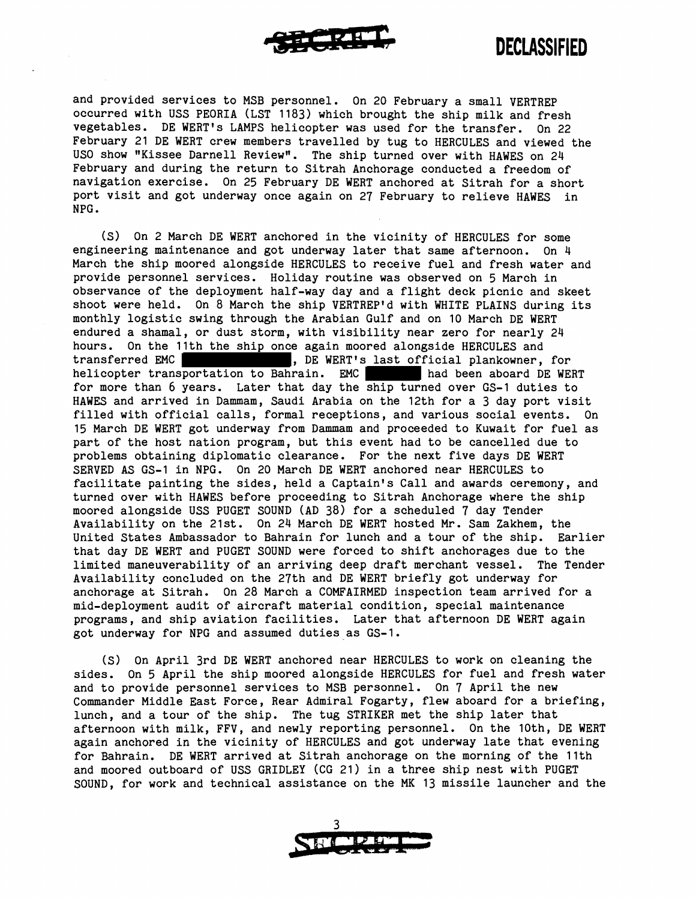and provided services to MSB personnel. On 20 February a small VERTREP occurred with USS PEORIA (LST 1183) which brought the ship milk and fresh vegetables. DE WERT's LAMPS helicopter was used for the transfer. On 22 February 21 DE WERT crew members travelled by tug to HERCULES and viewed the USO show "Kissee Darnell Review". The ship turned over with HAWES on 24 February and during the return to Sitrah Anchorage conducted a freedom of navigation exercise. On 25 February DE WERT anchored at Sitrah for a short port visit and got underway once again on 27 February to relieve HAWES in NPG.

(S) On 2 March DE WERT anchored in the vicinity of HERCULES for some engineering maintenance and got underway later that same afternoon. On 4 March the ship moored alongside HERCULES to receive fuel and fresh water and provide personnel services. Holiday routine was observed on 5 March in observance of the deployment half-way day and a flight deck picnic and skeet shoot were held. On 8 March the ship VERTREP'd with WHITE PLAINS during its monthly logistic swing through the Arabian Gulf and on 10 March DE WERT endured a shamal, or dust storm, with visibility near zero for nearly 24 hours. On the 11th the ship once again moored alongside HERCULES and transferred EMC [REDACTED], DE WERT's last official plankowner, for helicopter transportation to Bahrain. EMC [REDACTED] had been aboard DE WERT for more than 6 years. Later that day the ship turned over GS-1 duties to HAWES and arrived in Dammam, Saudi Arabia on the 12th for a 3 day port visit filled with official calls, formal receptions, and various social events. On 15 March DE WERT got underway from Dammam and proceeded to Kuwait for fuel as part of the host nation program, but this event had to be cancelled due to problems obtaining diplomatic clearance. For the next five days DE WERT SERVED AS GS-1 in NPG. On 20 March DE WERT anchored near HERCULES to facilitate painting the sides, held a Captain's Call and awards ceremony, and turned over with HAWES before proceeding to Sitrah Anchorage where the ship moored alongside USS PUGET SOUND (AD 38) for a scheduled 7 day Tender Availability on the 21st. On 24 March DE WERT hosted Mr. Sam Zakhem, the United States Ambassador to Bahrain for lunch and a tour of the ship. Earlier that day DE WERT and PUGET SOUND were forced to shift anchorages due to the limited maneuverability of an arriving deep draft merchant vessel. The Tender Availability concluded on the 27th and DE WERT briefly got underway for anchorage at Sitrah. On 28 March a COMFAIRMED inspection team arrived for a mid-deployment audit of aircraft material condition, special maintenance programs, and ship aviation facilities. Later that afternoon DE WERT again got underway for NPG and assumed duties as GS-1.

(S) On April 3rd DE WERT anchored near HERCULES to work on cleaning the sides. On 5 April the ship moored alongside HERCULES for fuel and fresh water and to provide personnel services to MSB personnel. On 7 April the new Commander Middle East Force, Rear Admiral Fogarty, flew aboard for a briefing, lunch, and a tour of the ship. The tug STRIKER met the ship later that afternoon with milk, FFV, and newly reporting personnel. On the 10th, DE WERT again anchored in the vicinity of HERCULES and got underway late that evening for Bahrain. DE WERT arrived at Sitrah anchorage on the morning of the 11th and moored outboard of USS GRIDLEY (CG 21) in a three ship nest with PUGET SOUND, for work and technical assistance on the MK 13 missile launcher and the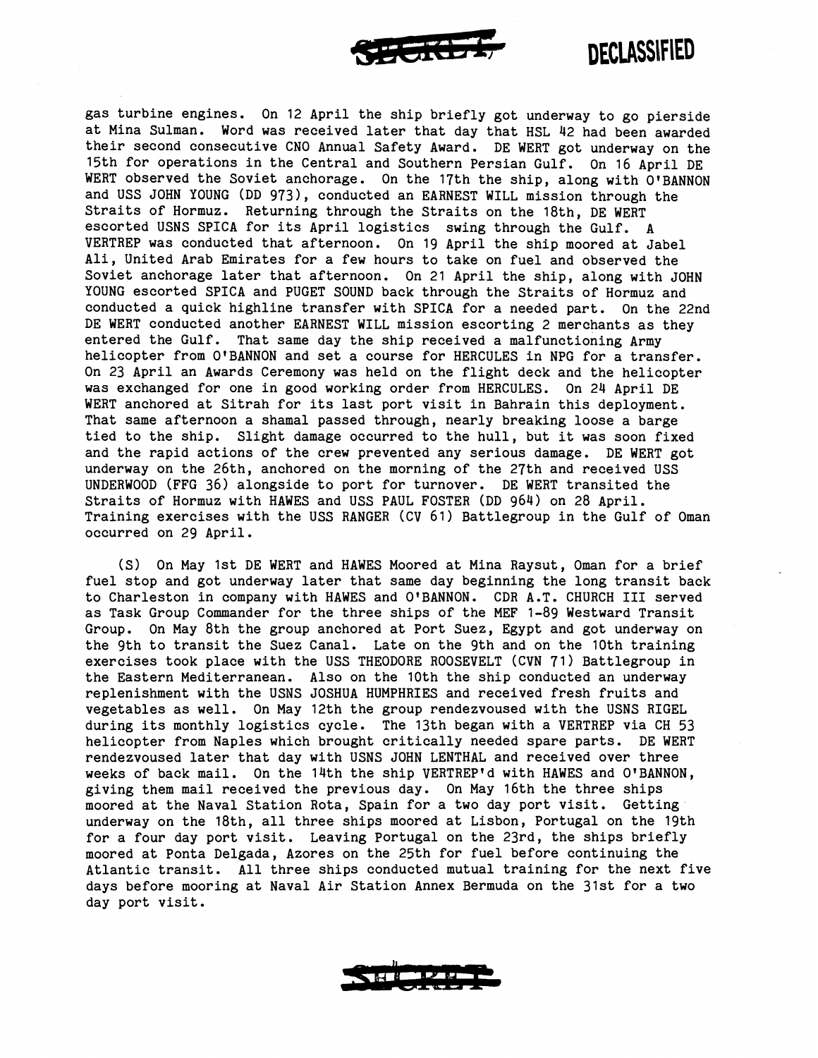gas turbine engines. On 12 April the ship briefly got underway to go pierside at Mina Sulman. Word was received later that day that HSL 42 had been awarded their second consecutive CNO Annual Safety Award. DE WERT got underway on the 15th for operations in the Central and Southern Persian Gulf. On 16 April DE WERT observed the Soviet anchorage. On the 17th the ship, along with O'BANNON and USS JOHN YOUNG (DD 973), conducted an EARNEST WILL mission through the Straits of Hormuz. Returning through the Straits on the 18th, DE WERT escorted USNS SPICA for its April logistics swing through the Gulf. A VERTREP was conducted that afternoon. On 19 April the ship moored at Jabel Ali, United Arab Emirates for a few hours to take on fuel and observed the Soviet anchorage later that afternoon. On 21 April the ship, along with JOHN YOUNG escorted SPICA and PUGET SOUND back through the Straits of Hormuz and conducted a quick highline transfer with SPICA for a needed part. On the 22nd DE WERT conducted another EARNEST WILL mission escorting 2 merchants as they entered the Gulf. That same day the ship received a malfunctioning Army helicopter from O'BANNON and set a course for HERCULES in NPG for a transfer. On 23 April an Awards Ceremony was held on the flight deck and the helicopter was exchanged for one in good working order from HERCULES. On 24 April DE WERT anchored at Sitrah for its last port visit in Bahrain this deployment. That same afternoon a shamal passed through, nearly breaking loose a barge tied to the ship. Slight damage occurred to the hull, but it was soon fixed and the rapid actions of the crew prevented any serious damage. DE WERT got underway on the 26th, anchored on the morning of the 27th and received USS UNDERWOOD (FFG 36) alongside to port for turnover. DE WERT transited the Straits of Hormuz with HAWES and USS PAUL FOSTER (DD 964) on 28 April. Training exercises with the USS RANGER (CV 61) Battlegroup in the Gulf of Oman occurred on 29 April.

(S) On May 1st DE WERT and HAWES Moored at Mina Raysut, Oman for a brief fuel stop and got underway later that same day beginning the long transit back to Charleston in company with HAWES and O'BANNON. CDR A.T. CHURCH III served as Task Group Commander for the three ships of the MEF 1-89 Westward Transit Group. On May 8th the group anchored at Port Suez, Egypt and got underway on the 9th to transit the Suez Canal. Late on the 9th and on the 10th training exercises took place with the USS THEODORE ROOSEVELT (CVN 71) Battlegroup in the Eastern Mediterranean. Also on the 10th the ship conducted an underway replenishment with the USNS JOSHUA HUMPHRIES and received fresh fruits and vegetables as well. On May 12th the group rendezvoused with the USNS RIGEL during its monthly logistics cycle. The 13th began with a VERTREP via CH 53 helicopter from Naples which brought critically needed spare parts. DE WERT rendezvoused later that day with USNS JOHN LENTHAL and received over three weeks of back mail. On the 14th the ship VERTREP'd with HAWES and O'BANNON, giving them mail received the previous day. On May 16th the three ships moored at the Naval Station Rota, Spain for a two day port visit. Getting underway on the 18th, all three ships moored at Lisbon, Portugal on the 19th for a four day port visit. Leaving Portugal on the 23rd, the ships briefly moored at Ponta Delgada, Azores on the 25th for fuel before continuing the Atlantic transit. All three ships conducted mutual training for the next five days before mooring at Naval Air Station Annex Bermuda on the 31st for a two day port visit.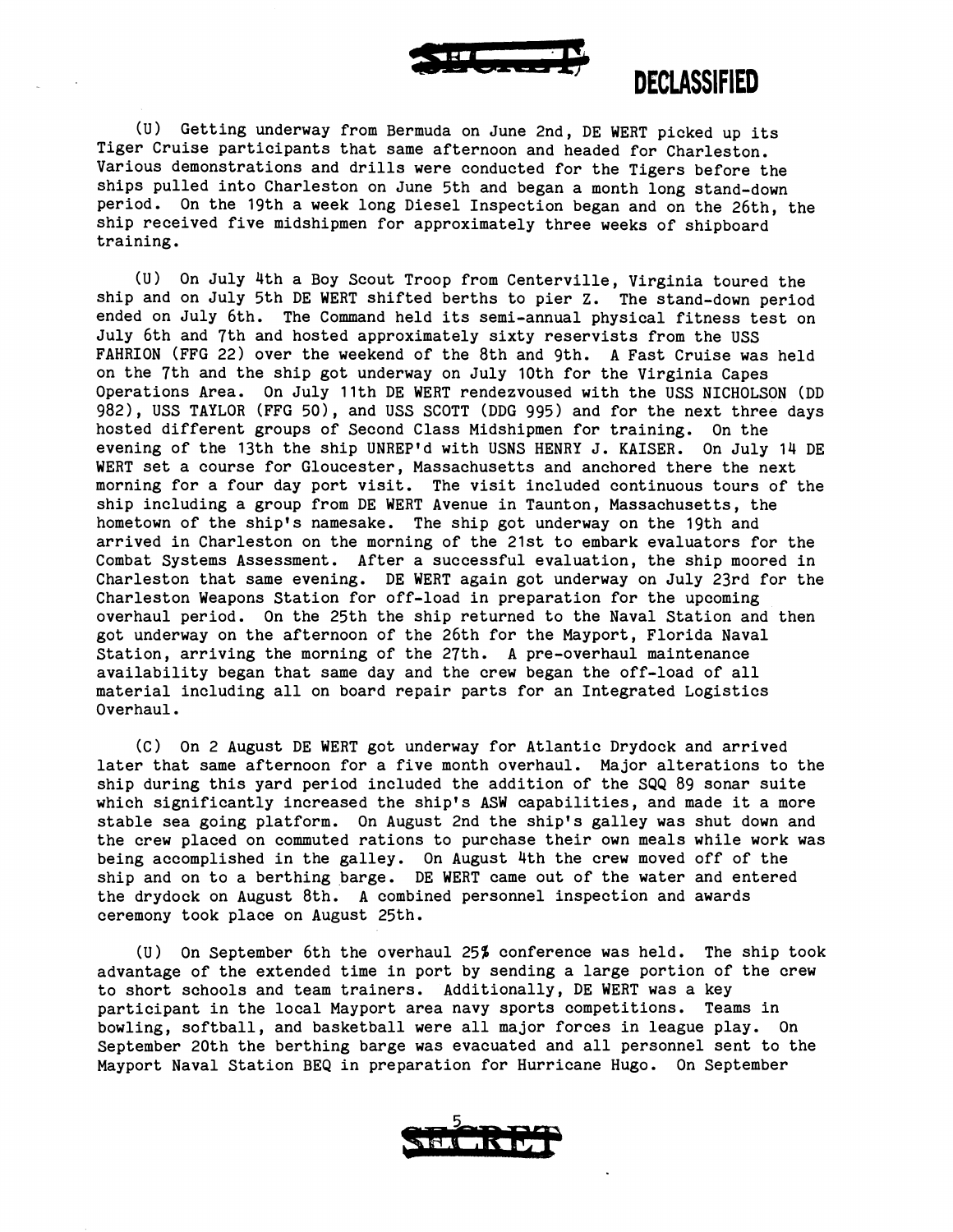(U) Getting underway from Bermuda on June 2nd, DE WERT picked up its Tiger Cruise participants that same afternoon and headed for Charleston. Various demonstrations and drills were conducted for the Tigers before the ships pulled into Charleston on June 5th and began a month long stand-down period. On the 19th a week long Diesel Inspection began and on the 26th, the ship received five midshipmen for approximately three weeks of shipboard training.

(U) On July 4th a Boy Scout Troop from Centerville, Virginia toured the ship and on July 5th DE WERT shifted berths to pier Z. The stand-down period ended on July 6th. The Command held its semi-annual physical fitness test on July 6th and 7th and hosted approximately sixty reservists from the USS FAHRION (FFG 22) over the weekend of the 8th and 9th. A Fast Cruise was held on the 7th and the ship got underway on July 10th for the Virginia Capes Operations Area. On July 11th DE WERT rendezvoused with the USS NICHOLSON (DD 982), USS TAYLOR (FFG 50), and USS SCOTT (DDG 995) and for the next three days hosted different groups of Second Class Midshipmen for training. On the evening of the 13th the ship UNREP'd with USNS HENRY J. KAISER. On July 14 DE WERT set a course for Gloucester, Massachusetts and anchored there the next morning for a four day port visit. The visit included continuous tours of the ship including a group from DE WERT Avenue in Taunton, Massachusetts, the hometown of the ship's namesake. The ship got underway on the 19th and arrived in Charleston on the morning of the 21st to embark evaluators for the Combat Systems Assessment. After a successful evaluation, the ship moored in Charleston that same evening. DE WERT again got underway on July 23rd for the Charleston Weapons Station for off-load in preparation for the upcoming overhaul period. On the 25th the ship returned to the Naval Station and then got underway on the afternoon of the 26th for the Mayport, Florida Naval Station, arriving the morning of the 27th. A pre-overhaul maintenance availability began that same day and the crew began the off-load of all material including all on board repair parts for an Integrated Logistics Overhaul.

(C) On 2 August DE WERT got underway for Atlantic Drydock and arrived later that same afternoon for a five month overhaul. Major alterations to the ship during this yard period included the addition of the SQQ 89 sonar suite which significantly increased the ship's ASW capabilities, and made it a more stable sea going platform. On August 2nd the ship's galley was shut down and the crew placed on commuted rations to purchase their own meals while work was being accomplished in the galley. On August 4th the crew moved off of the ship and on to a berthing barge. DE WERT came out of the water and entered the drydock on August 8th. A combined personnel inspection and awards ceremony took place on August 25th.

(U) On September 6th the overhaul 25% conference was held. The ship took advantage of the extended time in port by sending a large portion of the crew to short schools and team trainers. Additionally, DE WERT was a key participant in the local Mayport area navy sports competitions. Teams in bowling, softball, and basketball were all major forces in league play. On September 20th the berthing barge was evacuated and all personnel sent to the Mayport Naval Station BEQ in preparation for Hurricane Hugo. On September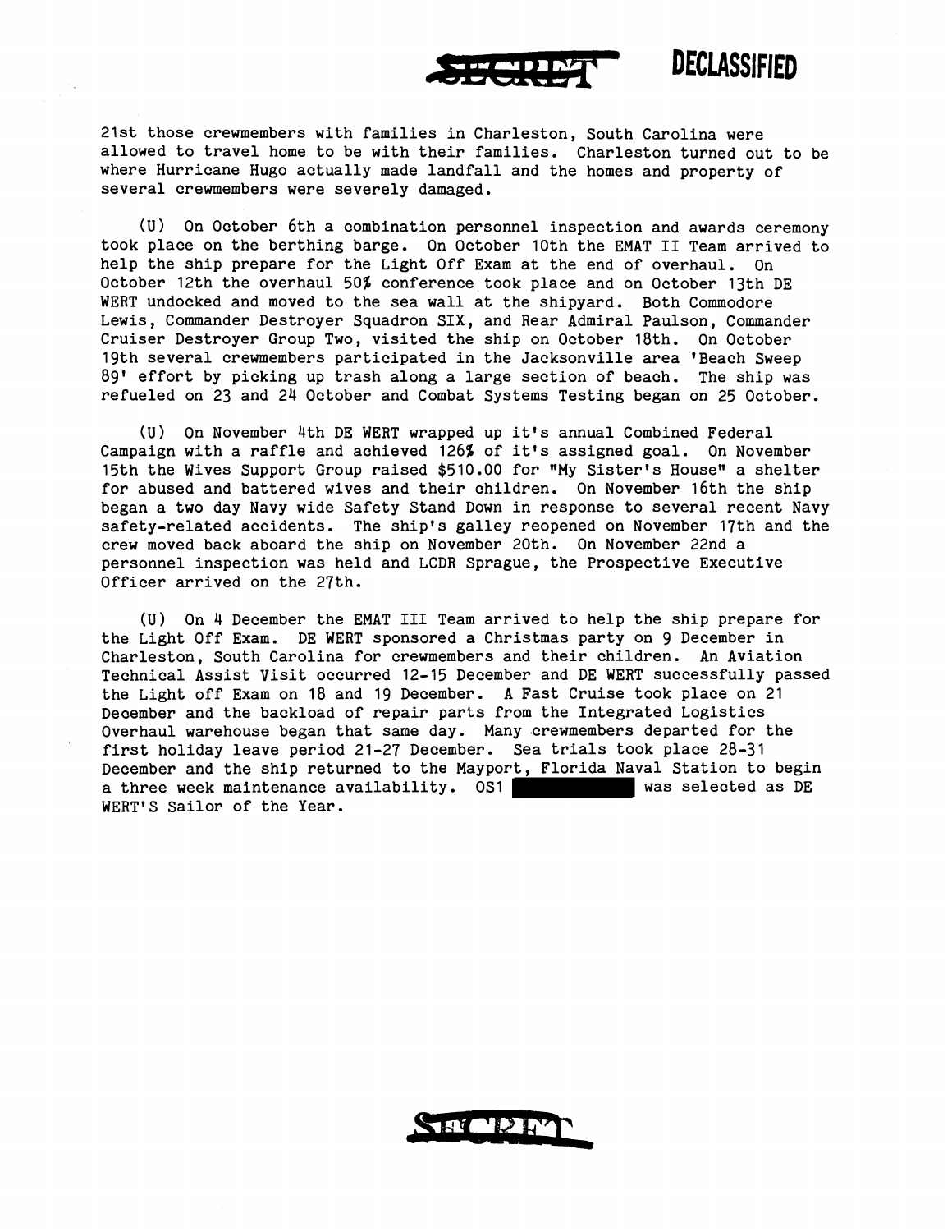21st those crewmembers with families in Charleston, South Carolina were allowed to travel home to be with their families. Charleston turned out to be where Hurricane Hugo actually made landfall and the homes and property of several crewmembers were severely damaged.

(U) On October 6th a combination personnel inspection and awards ceremony took place on the berthing barge. On October 10th the EMAT II Team arrived to help the ship prepare for the Light Off Exam at the end of overhaul. On October 12th the overhaul 50% conference took place and on October 13th DE WERT undocked and moved to the sea wall at the shipyard. Both Commodore Lewis, Commander Destroyer Squadron SIX, and Rear Admiral Paulson, Commander Cruiser Destroyer Group Two, visited the ship on October 18th. On October 19th several crewmembers participated in the Jacksonville area 'Beach Sweep 89' effort by picking up trash along a large section of beach. The ship was refueled on 23 and 24 October and Combat Systems Testing began on 25 October.

(U) On November 4th DE WERT wrapped up it's annual Combined Federal Campaign with a raffle and achieved 126% of it's assigned goal. On November 15th the Wives Support Group raised $510.00 for "My Sister's House" a shelter for abused and battered wives and their children. On November 16th the ship began a two day Navy wide Safety Stand Down in response to several recent Navy safety-related accidents. The ship's galley reopened on November 17th and the crew moved back aboard the ship on November 20th. On November 22nd a personnel inspection was held and LCDR Sprague, the Prospective Executive Officer arrived on the 27th.

(U) On 4 December the EMAT III Team arrived to help the ship prepare for the Light Off Exam. DE WERT sponsored a Christmas party on 9 December in Charleston, South Carolina for crewmembers and their children. An Aviation Technical Assist Visit occurred 12-15 December and DE WERT successfully passed the Light off Exam on 18 and 19 December. A Fast Cruise took place on 21 December and the backload of repair parts from the Integrated Logistics Overhaul warehouse began that same day. Many crewmembers departed for the first holiday leave period 21-27 December. Sea trials took place 28-31 December and the ship returned to the Mayport, Florida Naval Station to begin a three week maintenance availability. OS1 [REDACTED] was selected as DE WERT'S Sailor of the Year.